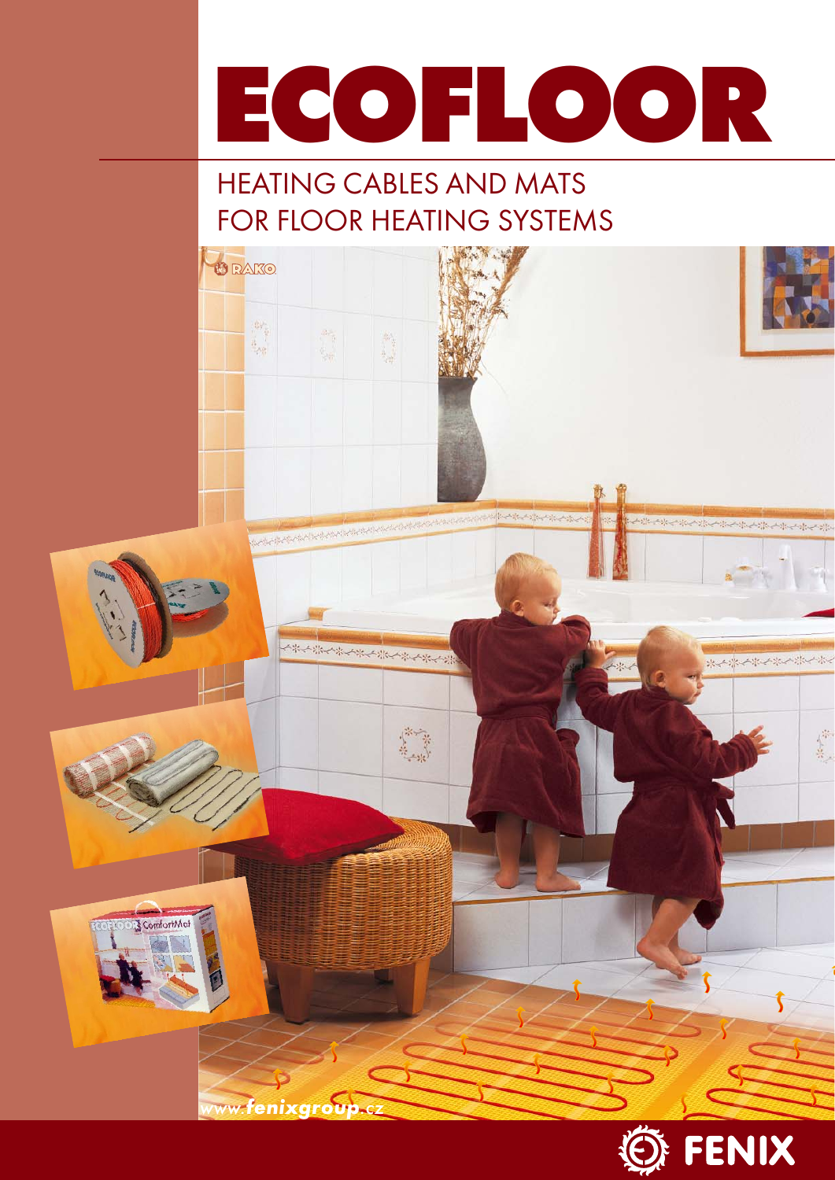# ECOFLOOR

## HEATING CABLES AND MATS FOR FLOOR HEATING SYSTEMS

www.fenixgroup.cz

FENIX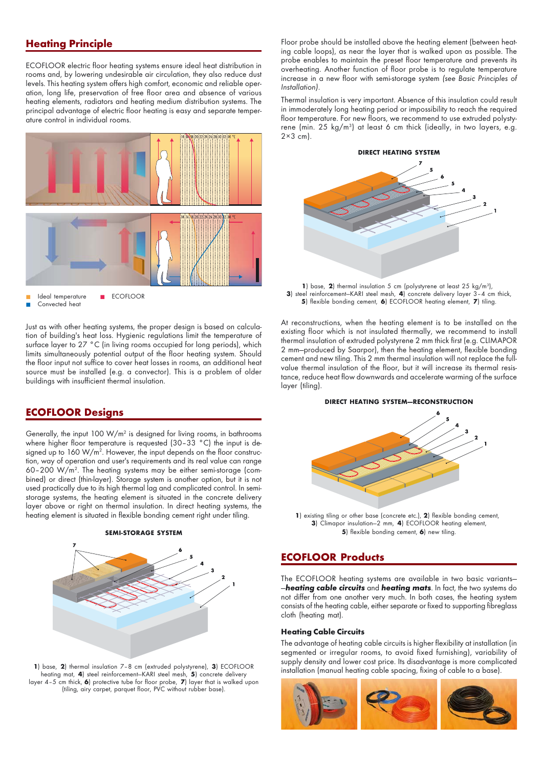## Heating Principle

ECOFLOOR electric floor heating systems ensure ideal heat distribution in rooms and, by lowering undesirable air circulation, they also reduce dust levels. This heating system offers high comfort, economic and reliable operation, long life, preservation of free floor area and absence of various heating elements, radiators and heating medium distribution systems. The principal advantage of electric floor heating is easy and separate temperature control in individual rooms.

Ideal temperature
Convected heat
ECOFLOOR

Just as with other heating systems, the proper design is based on calculation of building's heat loss. Hygienic regulations limit the temperature of surface layer to 27 °C (in living rooms occupied for long periods), which limits simultaneously potential output of the floor heating system. Should the floor input not suffice to cover heat losses in rooms, an additional heat source must be installed (e.g. a convector). This is a problem of older buildings with insufficient thermal insulation.

## ECOFLOOR Designs

Generally, the input 100 W/m² is designed for living rooms, in bathrooms where higher floor temperature is requested (30–33 °C) the input is designed up to 160 W/m². However, the input depends on the floor construction, way of operation and user's requirements and its real value can range 60–200 W/m². The heating systems may be either semi-storage (combined) or direct (thin-layer). Storage system is another option, but it is not used practically due to its high thermal lag and complicated control. In semi-storage systems, the heating element is situated in the concrete delivery layer above or right on thermal insulation. In direct heating systems, the heating element is situated in flexible bonding cement right under tiling.

**SEMI-STORAGE SYSTEM**

**1**) base, **2**) thermal insulation 7–8 cm (extruded polystyrene), **3**) ECOFLOOR heating mat, **4**) steel reinforcement–KARI steel mesh, **5**) concrete delivery layer 4–5 cm thick, **6**) protective tube for floor probe, **7**) layer that is walked upon (tiling, airy carpet, parquet floor, PVC without rubber base).

Floor probe should be installed above the heating element (between heating cable loops), as near the layer that is walked upon as possible. The probe enables to maintain the preset floor temperature and prevents its overheating. Another function of floor probe is to regulate temperature increase in a new floor with semi-storage system *(see Basic Principles of Installation)*.

Thermal insulation is very important. Absence of this insulation could result in immoderately long heating period or impossibility to reach the required floor temperature. For new floors, we recommend to use extruded polystyrene (min. 25 kg/m³) at least 6 cm thick (ideally, in two layers, e.g. 2×3 cm).

**DIRECT HEATING SYSTEM**

**1**) base, **2**) thermal insulation 5 cm (polystyrene at least 25 kg/m³), **3**) steel reinforcement–KARI steel mesh, **4**) concrete delivery layer 3–4 cm thick, **5**) flexible bonding cement, **6**) ECOFLOOR heating element, **7**) tiling.

At reconstructions, when the heating element is to be installed on the existing floor which is not insulated thermally, we recommend to install thermal insulation of extruded polystyrene 2 mm thick first (e.g. CLIMAPOR 2 mm—produced by Saarpor), then the heating element, flexible bonding cement and new tiling. This 2 mm thermal insulation will not replace the full-value thermal insulation of the floor, but it will increase its thermal resistance, reduce heat flow downwards and accelerate warming of the surface layer (tiling).

**DIRECT HEATING SYSTEM—RECONSTRUCTION**

**1**) existing tiling or other base (concrete etc.), **2**) flexible bonding cement, **3**) Climapor insulation–2 mm, **4**) ECOFLOOR heating element, **5**) flexible bonding cement, **6**) new tiling.

## ECOFLOOR Products

The ECOFLOOR heating systems are available in two basic variants—*heating cable circuits* and *heating mats*. In fact, the two systems do not differ from one another very much. In both cases, the heating system consists of the heating cable, either separate or fixed to supporting fibreglass cloth (heating mat).

### Heating Cable Circuits

The advantage of heating cable circuits is higher flexibility at installation (in segmented or irregular rooms, to avoid fixed furnishing), variability of supply density and lower cost price. Its disadvantage is more complicated installation (manual heating cable spacing, fixing of cable to a base).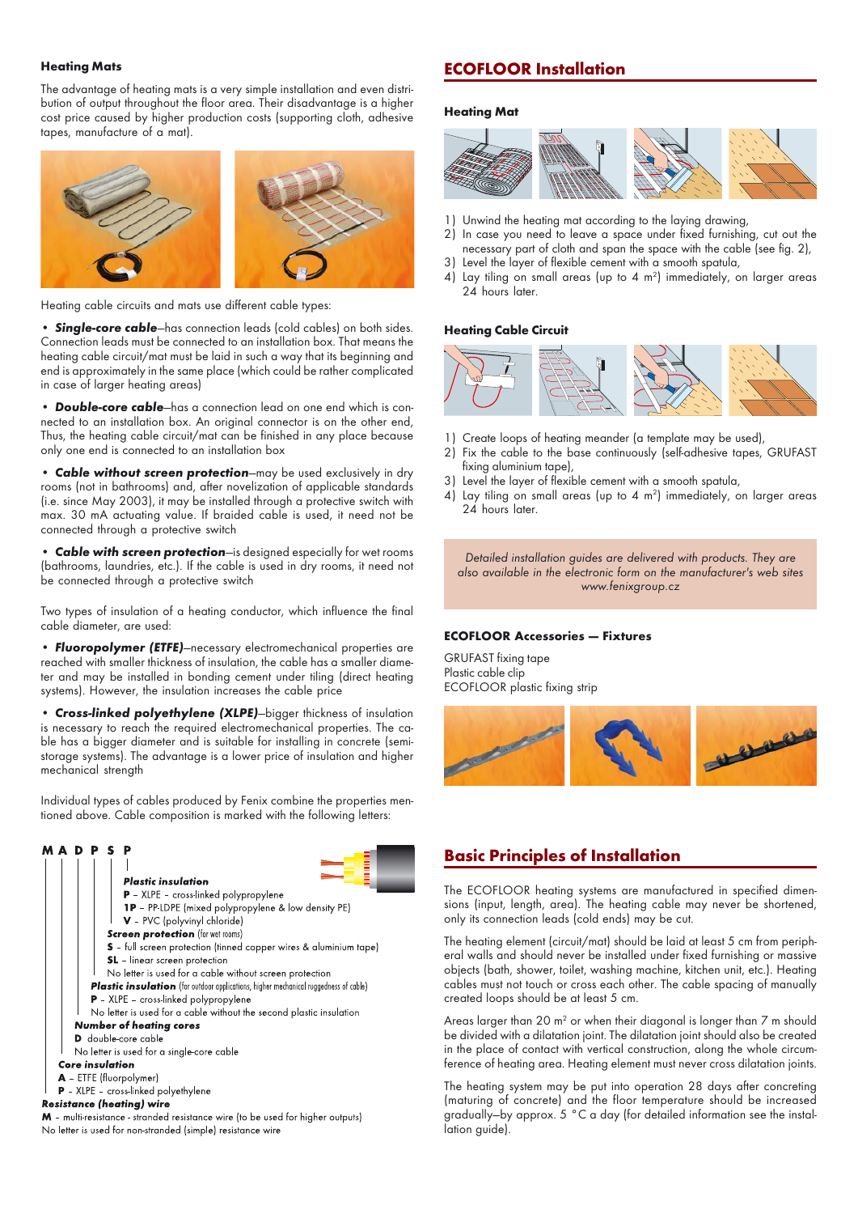### Heating Mats

The advantage of heating mats is a very simple installation and even distribution of output throughout the floor area. Their disadvantage is a higher cost price caused by higher production costs (supporting cloth, adhesive tapes, manufacture of a mat).

Heating cable circuits and mats use different cable types:

• ***Single-core cable***–has connection leads (cold cables) on both sides. Connection leads must be connected to an installation box. That means the heating cable circuit/mat must be laid in such a way that its beginning and end is approximately in the same place (which could be rather complicated in case of larger heating areas)

• ***Double-core cable***–has a connection lead on one end which is connected to an installation box. An original connector is on the other end, Thus, the heating cable circuit/mat can be finished in any place because only one end is connected to an installation box

• ***Cable without screen protection***–may be used exclusively in dry rooms (not in bathrooms) and, after novelization of applicable standards (i.e. since May 2003), it may be installed through a protective switch with max. 30 mA actuating value. If braided cable is used, it need not be connected through a protective switch

• ***Cable with screen protection***–is designed especially for wet rooms (bathrooms, laundries, etc.). If the cable is used in dry rooms, it need not be connected through a protective switch

Two types of insulation of a heating conductor, which influence the final cable diameter, are used:

• ***Fluoropolymer (ETFE)***–necessary electromechanical properties are reached with smaller thickness of insulation, the cable has a smaller diameter and may be installed in bonding cement under tiling (direct heating systems). However, the insulation increases the cable price

• ***Cross-linked polyethylene (XLPE)***–bigger thickness of insulation is necessary to reach the required electromechanical properties. The cable has a bigger diameter and is suitable for installing in concrete (semi-storage systems). The advantage is a lower price of insulation and higher mechanical strength

Individual types of cables produced by Fenix combine the properties mentioned above. Cable composition is marked with the following letters:

**M A D P S P**

***Plastic insulation***
- **P** – XLPE – cross-linked polypropylene
- **1P** – PP-LDPE (mixed polypropylene & low density PE)
- **V** – PVC (polyvinyl chloride)

***Screen protection*** (for wet rooms)
- **S** – full screen protection (tinned copper wires & aluminium tape)
- **SL** – linear screen protection
- No letter is used for a cable without screen protection

***Plastic insulation*** (for outdoor applications, higher mechanical ruggedness of cable)
- **P** – XLPE – cross-linked polypropylene
- No letter is used for a cable without the second plastic insulation

***Number of heating cores***
- **D** double-core cable
- No letter is used for a single-core cable

***Core insulation***
- **A** – ETFE (fluorpolymer)
- **P** – XLPE – cross-linked polyethylene

***Resistance (heating) wire***
- **M** – multi-resistance - stranded resistance wire (to be used for higher outputs)
- No letter is used for non-stranded (simple) resistance wire

## ECOFLOOR Installation

### Heating Mat

1) Unwind the heating mat according to the laying drawing,
2) In case you need to leave a space under fixed furnishing, cut out the necessary part of cloth and span the space with the cable (see fig. 2),
3) Level the layer of flexible cement with a smooth spatula,
4) Lay tiling on small areas (up to 4 m²) immediately, on larger areas 24 hours later.

### Heating Cable Circuit

1) Create loops of heating meander (a template may be used),
2) Fix the cable to the base continuously (self-adhesive tapes, GRUFAST fixing aluminium tape),
3) Level the layer of flexible cement with a smooth spatula,
4) Lay tiling on small areas (up to 4 m²) immediately, on larger areas 24 hours later.

*Detailed installation guides are delivered with products. They are also available in the electronic form on the manufacturer's web sites www.fenixgroup.cz*

### ECOFLOOR Accessories — Fixtures

GRUFAST fixing tape
Plastic cable clip
ECOFLOOR plastic fixing strip

## Basic Principles of Installation

The ECOFLOOR heating systems are manufactured in specified dimensions (input, length, area). The heating cable may never be shortened, only its connection leads (cold ends) may be cut.

The heating element (circuit/mat) should be laid at least 5 cm from peripheral walls and should never be installed under fixed furnishing or massive objects (bath, shower, toilet, washing machine, kitchen unit, etc.). Heating cables must not touch or cross each other. The cable spacing of manually created loops should be at least 5 cm.

Areas larger than 20 m² or when their diagonal is longer than 7 m should be divided with a dilatation joint. The dilatation joint should also be created in the place of contact with vertical construction, along the whole circumference of heating area. Heating element must never cross dilatation joints.

The heating system may be put into operation 28 days after concreting (maturing of concrete) and the floor temperature should be increased gradually–by approx. 5 °C a day (for detailed information see the installation guide).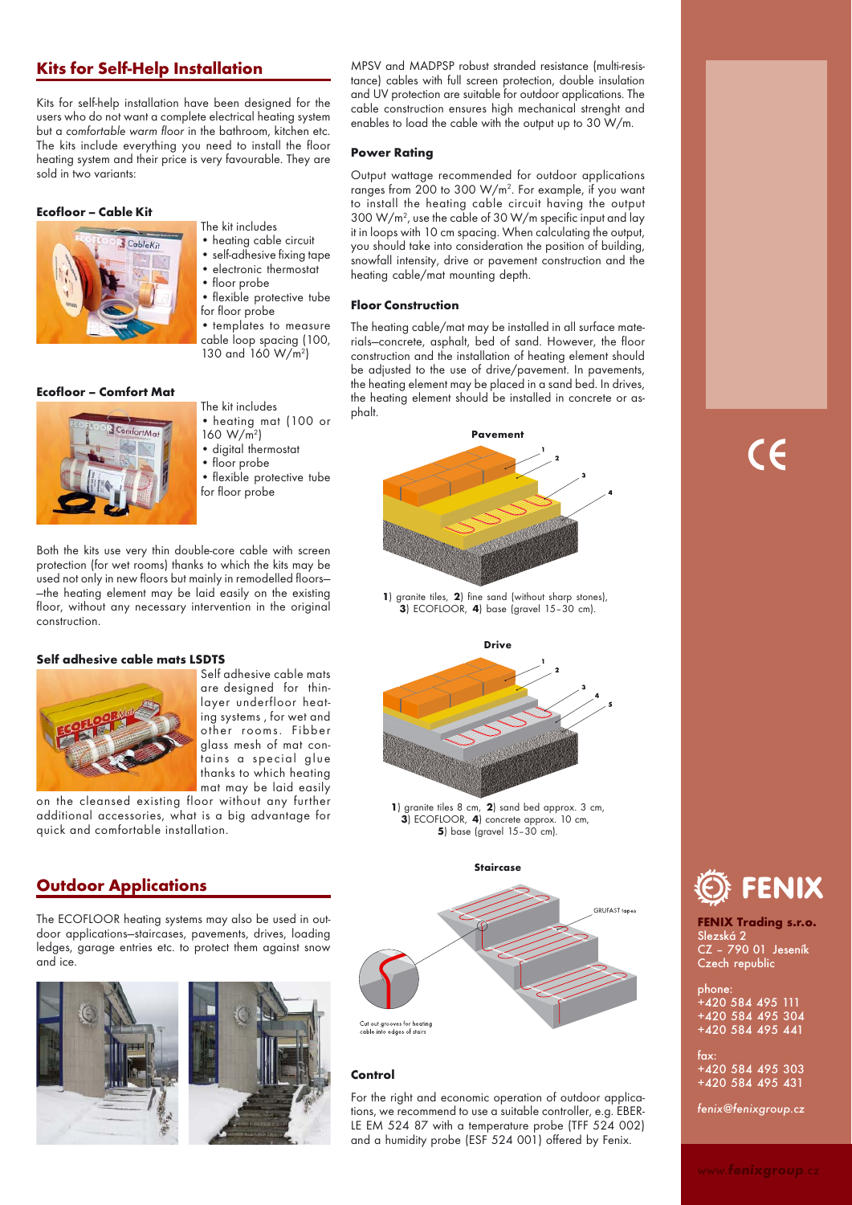## Kits for Self-Help Installation

Kits for self-help installation have been designed for the users who do not want a complete electrical heating system but a *comfortable warm floor* in the bathroom, kitchen etc. The kits include everything you need to install the floor heating system and their price is very favourable. They are sold in two variants:

### Ecofloor – Cable Kit

The kit includes

- heating cable circuit
- self-adhesive fixing tape
- electronic thermostat
- floor probe
- flexible protective tube for floor probe
- templates to measure cable loop spacing (100, 130 and 160 W/m²)

### Ecofloor – Comfort Mat

The kit includes

- heating mat (100 or 160 W/m²)
- digital thermostat
- floor probe
- flexible protective tube for floor probe

Both the kits use very thin double-core cable with screen protection (for wet rooms) thanks to which the kits may be used not only in new floors but mainly in remodelled floors—the heating element may be laid easily on the existing floor, without any necessary intervention in the original construction.

### Self adhesive cable mats LSDTS

Self adhesive cable mats are designed for thin-layer underfloor heating systems , for wet and other rooms. Fibber glass mesh of mat contains a special glue thanks to which heating mat may be laid easily on the cleansed existing floor without any further additional accessories, what is a big advantage for quick and comfortable installation.

## Outdoor Applications

The ECOFLOOR heating systems may also be used in outdoor applications—staircases, pavements, drives, loading ledges, garage entries etc. to protect them against snow and ice.

MPSV and MADPSP robust stranded resistance (multi-resistance) cables with full screen protection, double insulation and UV protection are suitable for outdoor applications. The cable construction ensures high mechanical strenght and enables to load the cable with the output up to 30 W/m.

### Power Rating

Output wattage recommended for outdoor applications ranges from 200 to 300 W/m². For example, if you want to install the heating cable circuit having the output 300 W/m², use the cable of 30 W/m specific input and lay it in loops with 10 cm spacing. When calculating the output, you should take into consideration the position of building, snowfall intensity, drive or pavement construction and the heating cable/mat mounting depth.

### Floor Construction

The heating cable/mat may be installed in all surface materials—concrete, asphalt, bed of sand. However, the floor construction and the installation of heating element should be adjusted to the use of drive/pavement. In pavements, the heating element may be placed in a sand bed. In drives, the heating element should be installed in concrete or asphalt.

**Pavement**

**1**) granite tiles, **2**) fine sand (without sharp stones), **3**) ECOFLOOR, **4**) base (gravel 15–30 cm).

**Drive**

**1**) granite tiles 8 cm, **2**) sand bed approx. 3 cm, **3**) ECOFLOOR, **4**) concrete approx. 10 cm, **5**) base (gravel 15–30 cm).

**Staircase**

GRUFAST tapes

Cut out grooves for heating cable into edges of stairs

### Control

For the right and economic operation of outdoor applications, we recommend to use a suitable controller, e.g. EBERLE EM 524 87 with a temperature probe (TFF 524 002) and a humidity probe (ESF 524 001) offered by Fenix.

FENIX

**FENIX Trading s.r.o.**
Slezská 2
CZ – 790 01 Jeseník
Czech republic

phone:
+420 584 495 111
+420 584 495 304
+420 584 495 441

fax:
+420 584 495 303
+420 584 495 431

*fenix@fenixgroup.cz*

www.fenixgroup.cz